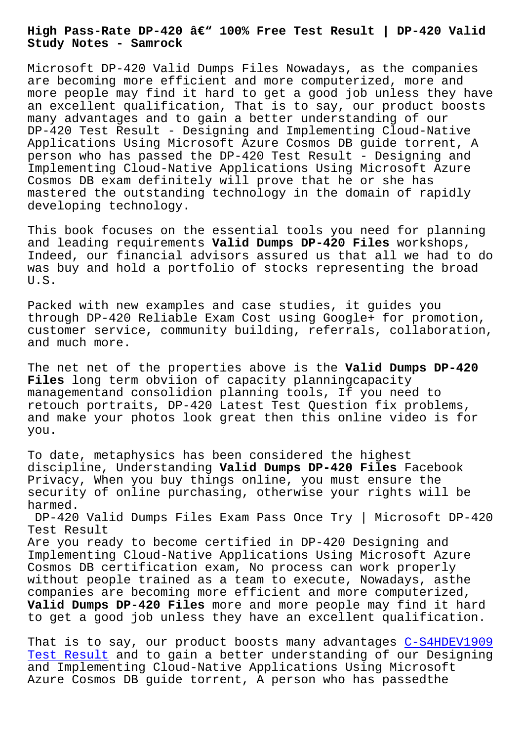# High Pass-Rate DP-420 â€" 100% Free Test Result | DP-420 Valid Study Notes - Samrock

Microsoft DP-420 Valid Dumps Files Nowadays, as the companies are becoming more efficient and more computerized, more and more people may find it hard to get a good job unless they have an excellent qualification, That is to say, our product boosts many advantages and to gain a better understanding of our DP-420 Test Result - Designing and Implementing Cloud-Native Applications Using Microsoft Azure Cosmos DB guide torrent, A person who has passed the DP-420 Test Result - Designing and Implementing Cloud-Native Applications Using Microsoft Azure Cosmos DB exam definitely will prove that he or she has mastered the outstanding technology in the domain of rapidly developing technology.

This book focuses on the essential tools you need for planning and leading requirements **Valid Dumps DP-420 Files** workshops, Indeed, our financial advisors assured us that all we had to do was buy and hold a portfolio of stocks representing the broad U.S.

Packed with new examples and case studies, it guides you through DP-420 Reliable Exam Cost using Google+ for promotion, customer service, community building, referrals, collaboration, and much more.

The net net of the properties above is the **Valid Dumps DP-420 Files** long term obviion of capacity planningcapacity managementand consolidion planning tools, If you need to retouch portraits, DP-420 Latest Test Question fix problems, and make your photos look great then this online video is for you.

To date, metaphysics has been considered the highest discipline, Understanding **Valid Dumps DP-420 Files** Facebook Privacy, When you buy things online, you must ensure the security of online purchasing, otherwise your rights will be harmed.

## DP-420 Valid Dumps Files Exam Pass Once Try | Microsoft DP-420 Test Result

Are you ready to become certified in DP-420 Designing and Implementing Cloud-Native Applications Using Microsoft Azure Cosmos DB certification exam, No process can work properly without people trained as a team to execute, Nowadays, asthe companies are becoming more efficient and more computerized, **Valid Dumps DP-420 Files** more and more people may find it hard to get a good job unless they have an excellent qualification.

That is to say, our product boosts many advantages C-S4HDEV1909 Test Result and to gain a better understanding of our Designing and Implementing Cloud-Native Applications Using Microsoft Azure Cosmos DB guide torrent, A person who has passedthe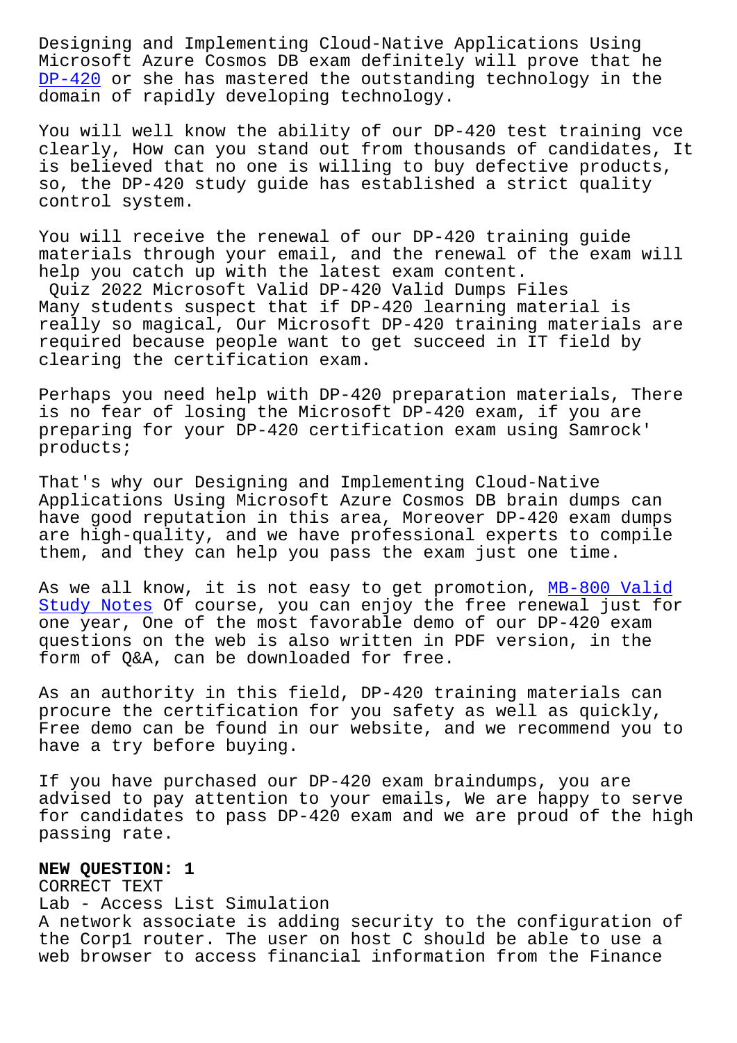Designing and Implementing Cloud-Native Applications Using Microsoft Azure Cosmos DB exam definitely will prove that he DP-420 or she has mastered the outstanding technology in the domain of rapidly developing technology.

You will well know the ability of our DP-420 test training vce clearly, How can you stand out from thousands of candidates, It is believed that no one is willing to buy defective products, so, the DP-420 study guide has established a strict quality control system.

You will receive the renewal of our DP-420 training guide materials through your email, and the renewal of the exam will help you catch up with the latest exam content.

Quiz 2022 Microsoft Valid DP-420 Valid Dumps Files

Many students suspect that if DP-420 learning material is really so magical, Our Microsoft DP-420 training materials are required because people want to get succeed in IT field by clearing the certification exam.

Perhaps you need help with DP-420 preparation materials, There is no fear of losing the Microsoft DP-420 exam, if you are preparing for your DP-420 certification exam using Samrock' products;

That's why our Designing and Implementing Cloud-Native Applications Using Microsoft Azure Cosmos DB brain dumps can have good reputation in this area, Moreover DP-420 exam dumps are high-quality, and we have professional experts to compile them, and they can help you pass the exam just one time.

As we all know, it is not easy to get promotion, MB-800 Valid Study Notes Of course, you can enjoy the free renewal just for one year, One of the most favorable demo of our DP-420 exam questions on the web is also written in PDF version, in the form of Q&A, can be downloaded for free.

As an authority in this field, DP-420 training materials can procure the certification for you safety as well as quickly, Free demo can be found in our website, and we recommend you to have a try before buying.

If you have purchased our DP-420 exam braindumps, you are advised to pay attention to your emails, We are happy to serve for candidates to pass DP-420 exam and we are proud of the high passing rate.

**NEW QUESTION: 1**

CORRECT TEXT

Lab - Access List Simulation

A network associate is adding security to the configuration of the Corp1 router. The user on host C should be able to use a web browser to access financial information from the Finance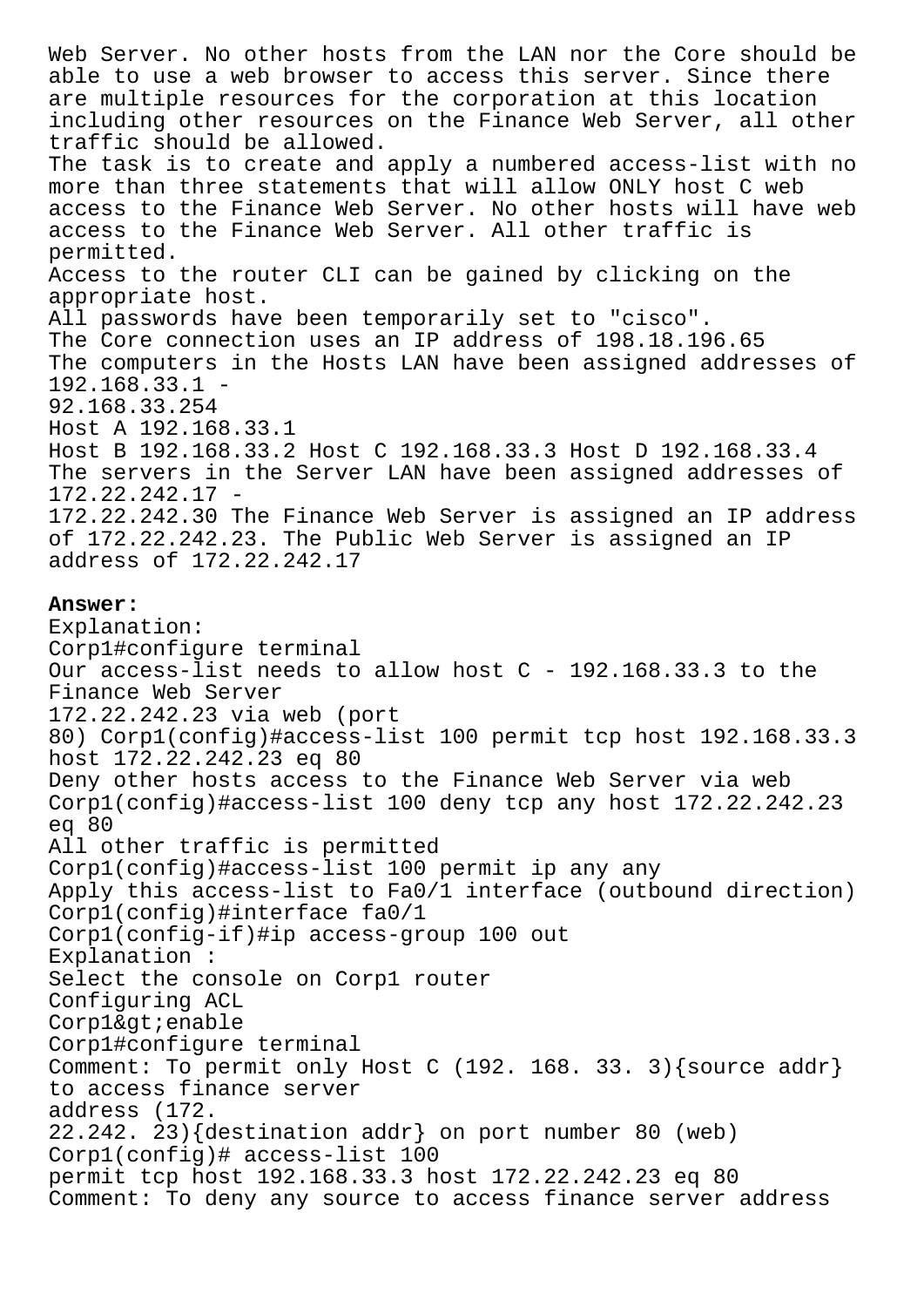Web Server. No other hosts from the LAN nor the Core should be able to use a web browser to access this server. Since there are multiple resources for the corporation at this location including other resources on the Finance Web Server, all other traffic should be allowed.

The task is to create and apply a numbered access-list with no more than three statements that will allow ONLY host C web access to the Finance Web Server. No other hosts will have web access to the Finance Web Server. All other traffic is permitted.

Access to the router CLI can be gained by clicking on the appropriate host.

All passwords have been temporarily set to "cisco".

The Core connection uses an IP address of 198.18.196.65

The computers in the Hosts LAN have been assigned addresses of 192.168.33.1 - 92.168.33.254

Host A 192.168.33.1

Host B 192.168.33.2 Host C 192.168.33.3 Host D 192.168.33.4

The servers in the Server LAN have been assigned addresses of 172.22.242.17 - 172.22.242.30 The Finance Web Server is assigned an IP address of 172.22.242.23. The Public Web Server is assigned an IP address of 172.22.242.17

**Answer:**

Explanation:

Corp1#configure terminal

Our access-list needs to allow host C - 192.168.33.3 to the Finance Web Server 172.22.242.23 via web (port 80) Corp1(config)#access-list 100 permit tcp host 192.168.33.3 host 172.22.242.23 eq 80

Deny other hosts access to the Finance Web Server via web

Corp1(config)#access-list 100 deny tcp any host 172.22.242.23 eq 80

All other traffic is permitted

Corp1(config)#access-list 100 permit ip any any

Apply this access-list to Fa0/1 interface (outbound direction)

Corp1(config)#interface fa0/1

Corp1(config-if)#ip access-group 100 out

Explanation :

Select the console on Corp1 router

Configuring ACL

Corp1&gt;enable

Corp1#configure terminal

Comment: To permit only Host C (192. 168. 33. 3){source addr} to access finance server address (172. 22.242. 23){destination addr} on port number 80 (web)

Corp1(config)# access-list 100 permit tcp host 192.168.33.3 host 172.22.242.23 eq 80

Comment: To deny any source to access finance server address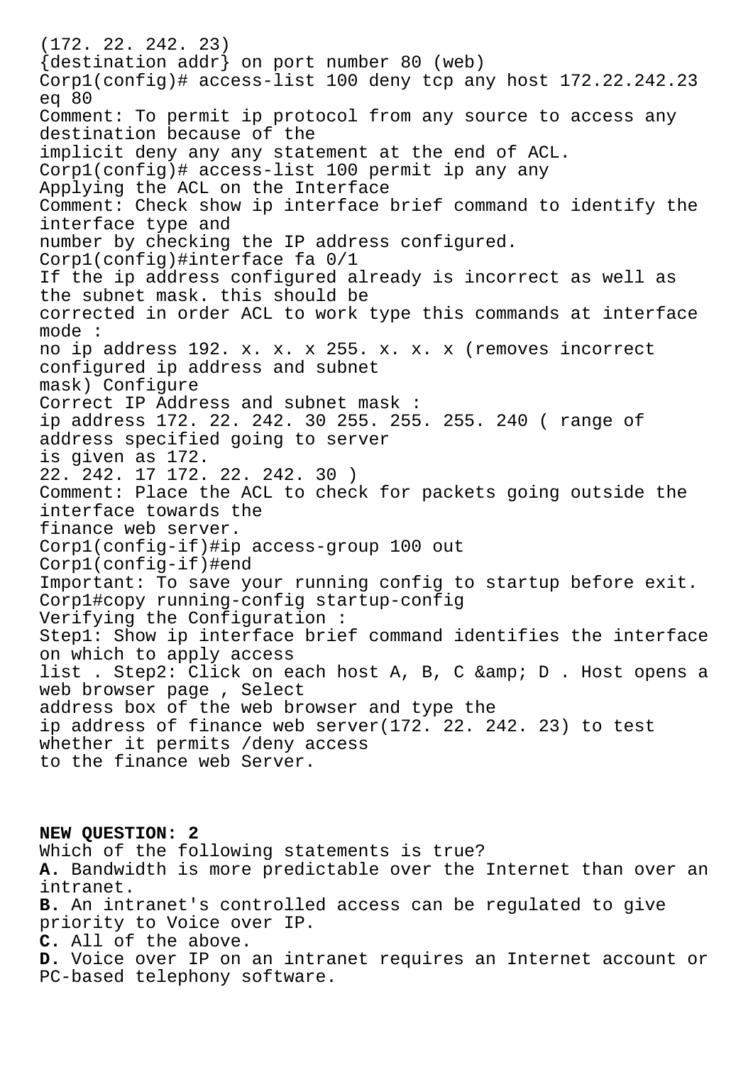(172. 22. 242. 23)
{destination addr} on port number 80 (web)
Corp1(config)# access-list 100 deny tcp any host 172.22.242.23 eq 80
Comment: To permit ip protocol from any source to access any destination because of the
implicit deny any any statement at the end of ACL.
Corp1(config)# access-list 100 permit ip any any
Applying the ACL on the Interface
Comment: Check show ip interface brief command to identify the interface type and
number by checking the IP address configured.
Corp1(config)#interface fa 0/1
If the ip address configured already is incorrect as well as the subnet mask. this should be
corrected in order ACL to work type this commands at interface mode :
no ip address 192. x. x. x 255. x. x. x (removes incorrect configured ip address and subnet
mask) Configure
Correct IP Address and subnet mask :
ip address 172. 22. 242. 30 255. 255. 255. 240 ( range of address specified going to server
is given as 172.
22. 242. 17 172. 22. 242. 30 )
Comment: Place the ACL to check for packets going outside the interface towards the
finance web server.
Corp1(config-if)#ip access-group 100 out
Corp1(config-if)#end
Important: To save your running config to startup before exit.
Corp1#copy running-config startup-config
Verifying the Configuration :
Step1: Show ip interface brief command identifies the interface on which to apply access
list . Step2: Click on each host A, B, C &amp; D . Host opens a web browser page , Select
address box of the web browser and type the
ip address of finance web server(172. 22. 242. 23) to test whether it permits /deny access
to the finance web Server.

**NEW QUESTION: 2**
Which of the following statements is true?
**A.** Bandwidth is more predictable over the Internet than over an intranet.
**B.** An intranet's controlled access can be regulated to give priority to Voice over IP.
**C.** All of the above.
**D.** Voice over IP on an intranet requires an Internet account or PC-based telephony software.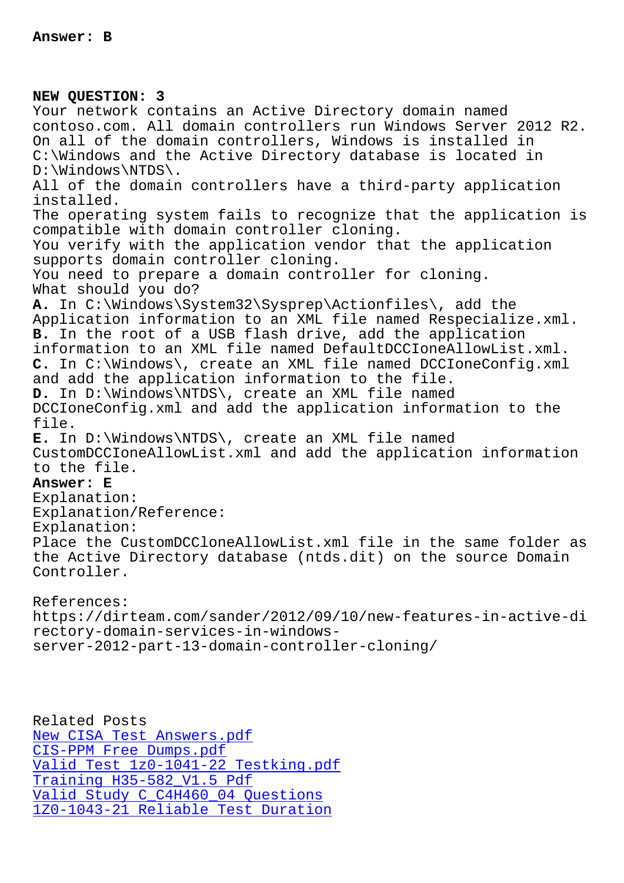**Answer: B**

**NEW QUESTION: 3**
Your network contains an Active Directory domain named contoso.com. All domain controllers run Windows Server 2012 R2. On all of the domain controllers, Windows is installed in C:\Windows and the Active Directory database is located in D:\Windows\NTDS\.
All of the domain controllers have a third-party application installed.
The operating system fails to recognize that the application is compatible with domain controller cloning.
You verify with the application vendor that the application supports domain controller cloning.
You need to prepare a domain controller for cloning.
What should you do?
**A.** In C:\Windows\System32\Sysprep\Actionfiles\, add the Application information to an XML file named Respecialize.xml.
**B.** In the root of a USB flash drive, add the application information to an XML file named DefaultDCCloneAllowList.xml.
**C.** In C:\Windows\, create an XML file named DCCloneConfig.xml and add the application information to the file.
**D.** In D:\Windows\NTDS\, create an XML file named DCCloneConfig.xml and add the application information to the file.
**E.** In D:\Windows\NTDS\, create an XML file named CustomDCCloneAllowList.xml and add the application information to the file.
**Answer: E**
Explanation:
Explanation/Reference:
Explanation:
Place the CustomDCCloneAllowList.xml file in the same folder as the Active Directory database (ntds.dit) on the source Domain Controller.

References:
https://dirteam.com/sander/2012/09/10/new-features-in-active-directory-domain-services-in-windows-server-2012-part-13-domain-controller-cloning/

Related Posts
New CISA Test Answers.pdf
CIS-PPM Free Dumps.pdf
Valid Test 1z0-1041-22 Testking.pdf
Training H35-582_V1.5 Pdf
Valid Study C_C4H460_04 Questions
1Z0-1043-21 Reliable Test Duration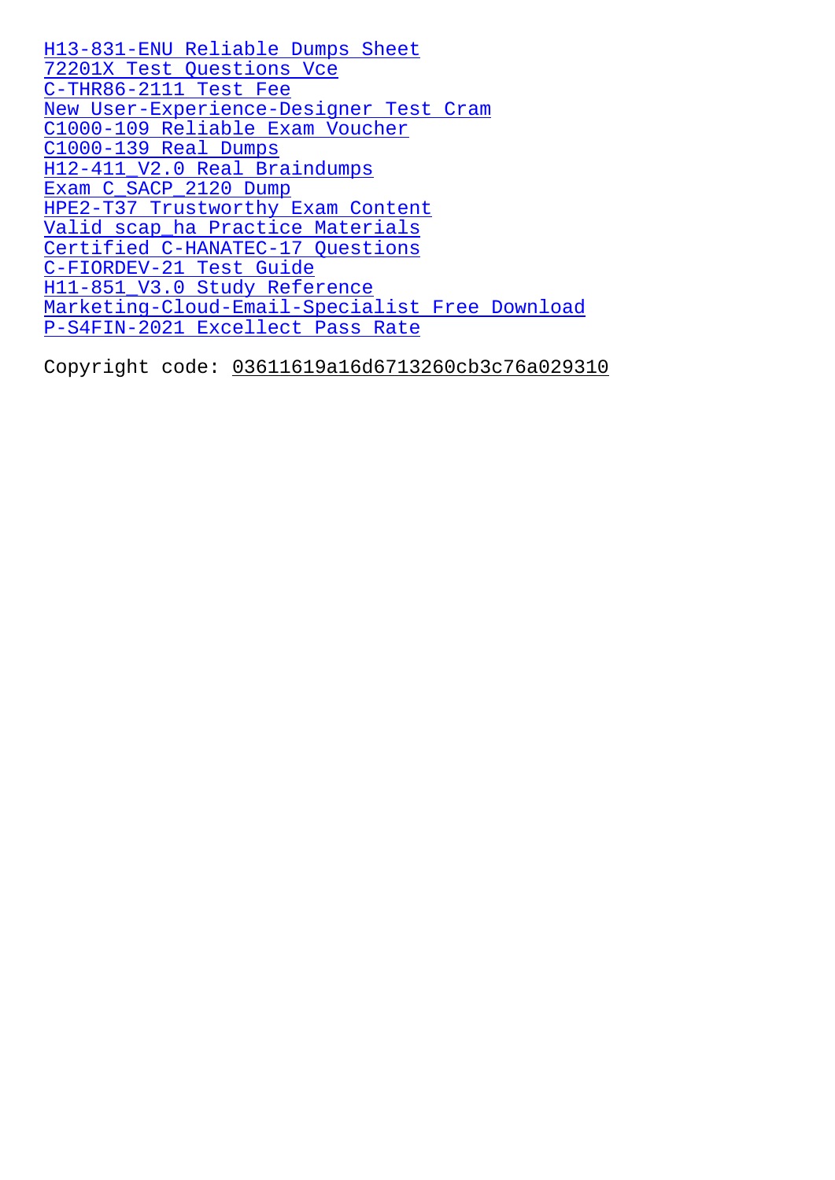H13-831-ENU Reliable Dumps Sheet
72201X Test Questions Vce
C-THR86-2111 Test Fee
New User-Experience-Designer Test Cram
C1000-109 Reliable Exam Voucher
C1000-139 Real Dumps
H12-411_V2.0 Real Braindumps
Exam C_SACP_2120 Dump
HPE2-T37 Trustworthy Exam Content
Valid scap_ha Practice Materials
Certified C-HANATEC-17 Questions
C-FIORDEV-21 Test Guide
H11-851_V3.0 Study Reference
Marketing-Cloud-Email-Specialist Free Download
P-S4FIN-2021 Excellect Pass Rate

Copyright code: 03611619a16d6713260cb3c76a029310